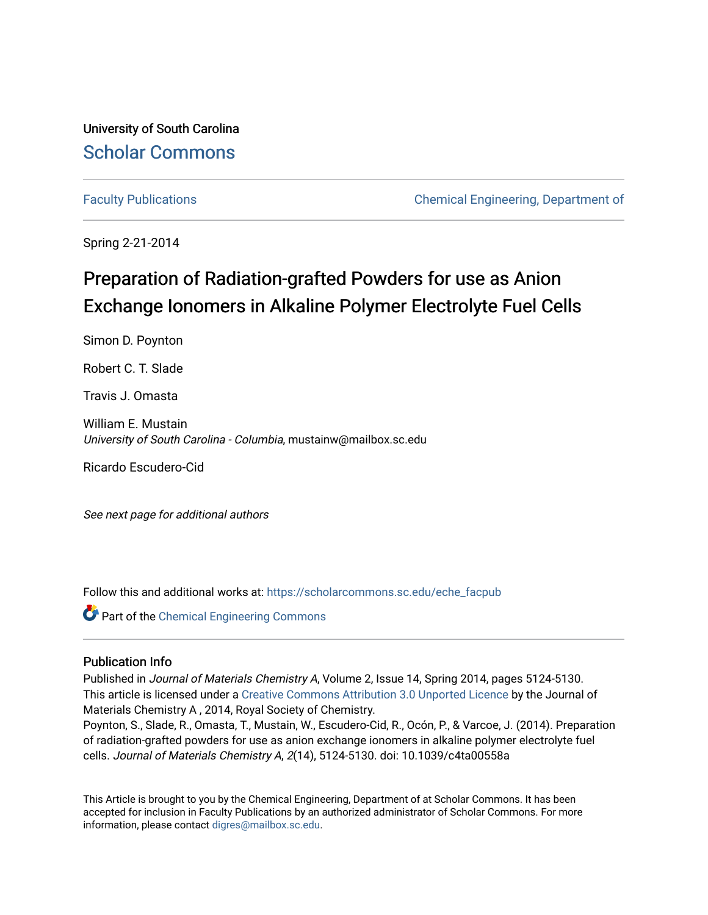University of South Carolina

Scholar Commons

Faculty Publications | Chemical Engineering, Department of

Spring 2-21-2014

# Preparation of Radiation-grafted Powders for use as Anion Exchange Ionomers in Alkaline Polymer Electrolyte Fuel Cells

Simon D. Poynton

Robert C. T. Slade

Travis J. Omasta

William E. Mustain
*University of South Carolina - Columbia*, mustainw@mailbox.sc.edu

Ricardo Escudero-Cid

*See next page for additional authors*

Follow this and additional works at: https://scholarcommons.sc.edu/eche_facpub

Part of the Chemical Engineering Commons

## Publication Info

Published in *Journal of Materials Chemistry A*, Volume 2, Issue 14, Spring 2014, pages 5124-5130.
This article is licensed under a Creative Commons Attribution 3.0 Unported Licence by the Journal of Materials Chemistry A , 2014, Royal Society of Chemistry.
Poynton, S., Slade, R., Omasta, T., Mustain, W., Escudero-Cid, R., Ocón, P., & Varcoe, J. (2014). Preparation of radiation-grafted powders for use as anion exchange ionomers in alkaline polymer electrolyte fuel cells. *Journal of Materials Chemistry A*, *2*(14), 5124-5130. doi: 10.1039/c4ta00558a

This Article is brought to you by the Chemical Engineering, Department of at Scholar Commons. It has been accepted for inclusion in Faculty Publications by an authorized administrator of Scholar Commons. For more information, please contact digres@mailbox.sc.edu.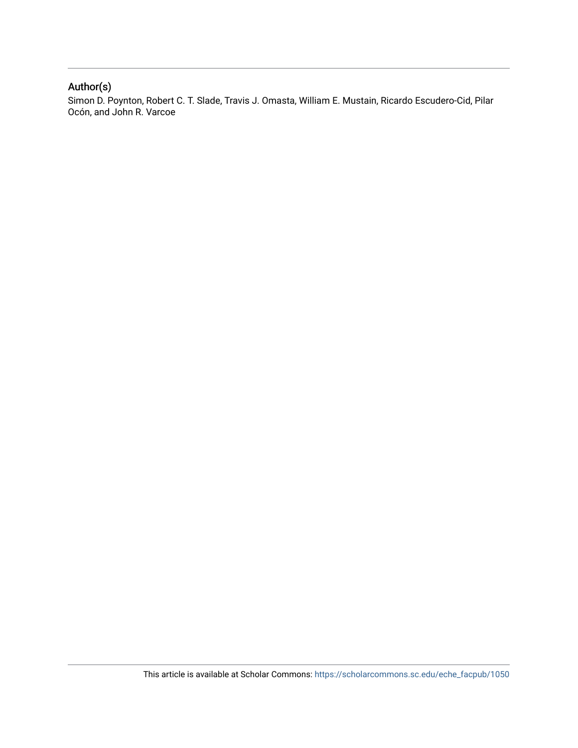## Author(s)

Simon D. Poynton, Robert C. T. Slade, Travis J. Omasta, William E. Mustain, Ricardo Escudero-Cid, Pilar Ocón, and John R. Varcoe

This article is available at Scholar Commons: https://scholarcommons.sc.edu/eche_facpub/1050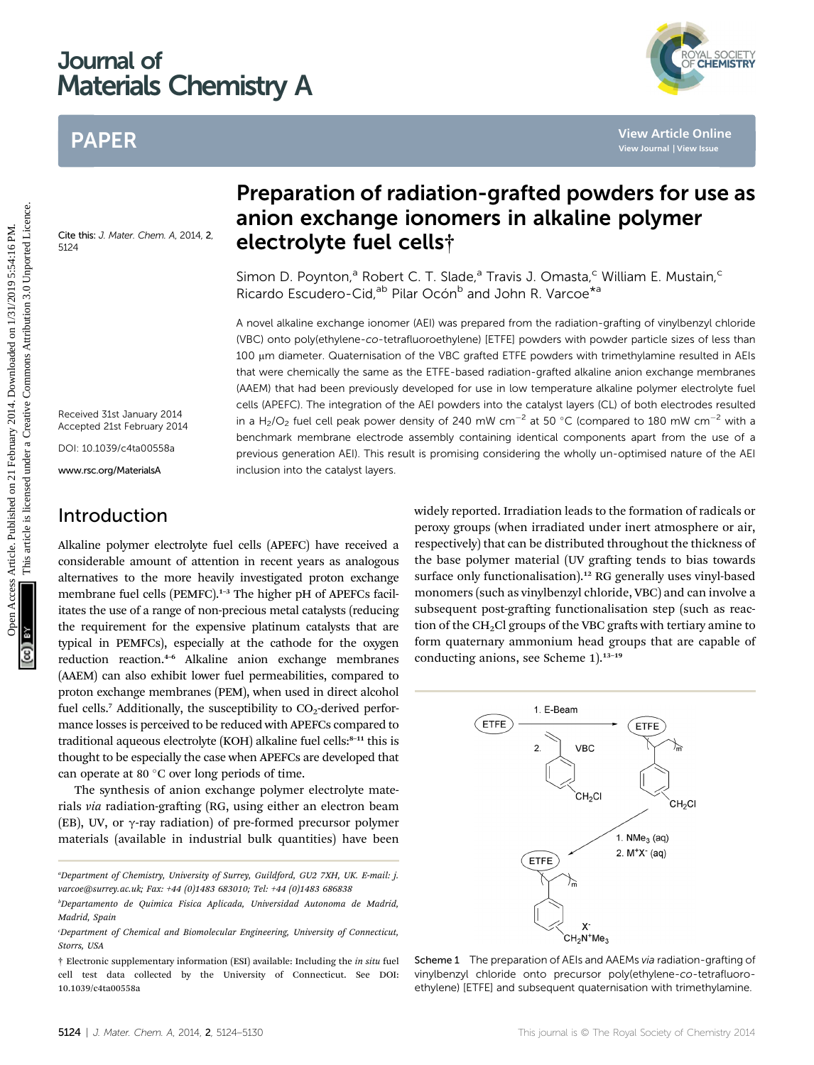# Journal of Materials Chemistry A

## PAPER

Cite this: J. Mater. Chem. A, 2014, 2, 5124

# Preparation of radiation-grafted powders for use as anion exchange ionomers in alkaline polymer electrolyte fuel cells†

Simon D. Poynton,[a] Robert C. T. Slade,[a] Travis J. Omasta,[c] William E. Mustain,[c] Ricardo Escudero-Cid,[ab] Pilar Ocón[b] and John R. Varcoe*[a]

Received 31st January 2014
Accepted 21st February 2014

DOI: 10.1039/c4ta00558a

www.rsc.org/MaterialsA

A novel alkaline exchange ionomer (AEI) was prepared from the radiation-grafting of vinylbenzyl chloride (VBC) onto poly(ethylene-*co*-tetrafluoroethylene) [ETFE] powders with powder particle sizes of less than 100 μm diameter. Quaternisation of the VBC grafted ETFE powders with trimethylamine resulted in AEIs that were chemically the same as the ETFE-based radiation-grafted alkaline anion exchange membranes (AAEM) that had been previously developed for use in low temperature alkaline polymer electrolyte fuel cells (APEFC). The integration of the AEI powders into the catalyst layers (CL) of both electrodes resulted in a $H_2/O_2$ fuel cell peak power density of 240 mW cm$^{-2}$ at 50 °C (compared to 180 mW cm$^{-2}$ with a benchmark membrane electrode assembly containing identical components apart from the use of a previous generation AEI). This result is promising considering the wholly un-optimised nature of the AEI inclusion into the catalyst layers.

## Introduction

Alkaline polymer electrolyte fuel cells (APEFC) have received a considerable amount of attention in recent years as analogous alternatives to the more heavily investigated proton exchange membrane fuel cells (PEMFC).[1–3] The higher pH of APEFCs facilitates the use of a range of non-precious metal catalysts (reducing the requirement for the expensive platinum catalysts that are typical in PEMFCs), especially at the cathode for the oxygen reduction reaction.[4–6] Alkaline anion exchange membranes (AAEM) can also exhibit lower fuel permeabilities, compared to proton exchange membranes (PEM), when used in direct alcohol fuel cells.[7] Additionally, the susceptibility to $CO_2$-derived performance losses is perceived to be reduced with APEFCs compared to traditional aqueous electrolyte (KOH) alkaline fuel cells:[8–11] this is thought to be especially the case when APEFCs are developed that can operate at 80 °C over long periods of time.

The synthesis of anion exchange polymer electrolyte materials *via* radiation-grafting (RG, using either an electron beam (EB), UV, or γ-ray radiation) of pre-formed precursor polymer materials (available in industrial bulk quantities) have been widely reported. Irradiation leads to the formation of radicals or peroxy groups (when irradiated under inert atmosphere or air, respectively) that can be distributed throughout the thickness of the base polymer material (UV grafting tends to bias towards surface only functionalisation).[12] RG generally uses vinyl-based monomers (such as vinylbenzyl chloride, VBC) and can involve a subsequent post-grafting functionalisation step (such as reaction of the $CH_2Cl$ groups of the VBC grafts with tertiary amine to form quaternary ammonium head groups that are capable of conducting anions, see Scheme 1).[13–19]

Scheme 1 The preparation of AEIs and AAEMs *via* radiation-grafting of vinylbenzyl chloride onto precursor poly(ethylene-*co*-tetrafluoroethylene) [ETFE] and subsequent quaternisation with trimethylamine.

[a]Department of Chemistry, University of Surrey, Guildford, GU2 7XH, UK. E-mail: j.varcoe@surrey.ac.uk; Fax: +44 (0)1483 683010; Tel: +44 (0)1483 686838

[b]Departamento de Quimica Fisica Aplicada, Universidad Autonoma de Madrid, Madrid, Spain

[c]Department of Chemical and Biomolecular Engineering, University of Connecticut, Storrs, USA

† Electronic supplementary information (ESI) available: Including the *in situ* fuel cell test data collected by the University of Connecticut. See DOI: 10.1039/c4ta00558a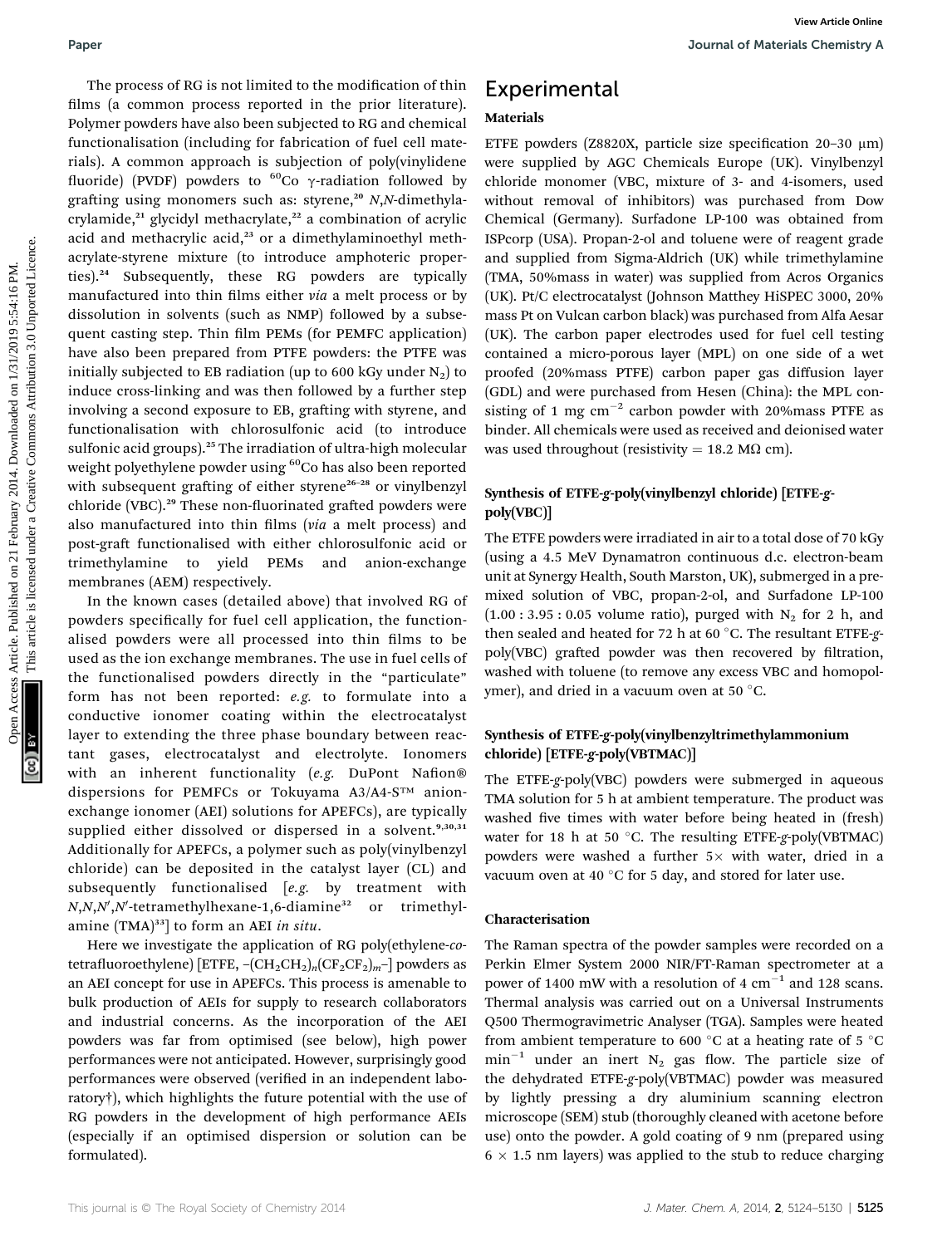The process of RG is not limited to the modification of thin films (a common process reported in the prior literature). Polymer powders have also been subjected to RG and chemical functionalisation (including for fabrication of fuel cell materials). A common approach is subjection of poly(vinylidene fluoride) (PVDF) powders to $^{60}$Co γ-radiation followed by grafting using monomers such as: styrene,[20] *N*,*N*-dimethylacrylamide,[21] glycidyl methacrylate,[22] a combination of acrylic acid and methacrylic acid,[23] or a dimethylaminoethyl methacrylate-styrene mixture (to introduce amphoteric properties).[24] Subsequently, these RG powders are typically manufactured into thin films either *via* a melt process or by dissolution in solvents (such as NMP) followed by a subsequent casting step. Thin film PEMs (for PEMFC application) have also been prepared from PTFE powders: the PTFE was initially subjected to EB radiation (up to 600 kGy under $N_2$) to induce cross-linking and was then followed by a further step involving a second exposure to EB, grafting with styrene, and functionalisation with chlorosulfonic acid (to introduce sulfonic acid groups).[25] The irradiation of ultra-high molecular weight polyethylene powder using $^{60}$Co has also been reported with subsequent grafting of either styrene[26–28] or vinylbenzyl chloride (VBC).[29] These non-fluorinated grafted powders were also manufactured into thin films (*via* a melt process) and post-graft functionalised with either chlorosulfonic acid or trimethylamine to yield PEMs and anion-exchange membranes (AEM) respectively.

In the known cases (detailed above) that involved RG of powders specifically for fuel cell application, the functionalised powders were all processed into thin films to be used as the ion exchange membranes. The use in fuel cells of the functionalised powders directly in the "particulate" form has not been reported: *e.g.* to formulate into a conductive ionomer coating within the electrocatalyst layer to extending the three phase boundary between reactant gases, electrocatalyst and electrolyte. Ionomers with an inherent functionality (*e.g.* DuPont Nafion® dispersions for PEMFCs or Tokuyama A3/A4-S™ anion-exchange ionomer (AEI) solutions for APEFCs), are typically supplied either dissolved or dispersed in a solvent.[9,30,31] Additionally for APEFCs, a polymer such as poly(vinylbenzyl chloride) can be deposited in the catalyst layer (CL) and subsequently functionalised [*e.g.* by treatment with *N*,*N*,*N*′,*N*′-tetramethylhexane-1,6-diamine[32] or trimethylamine (TMA)[33]] to form an AEI *in situ*.

Here we investigate the application of RG poly(ethylene-*co*-tetrafluoroethylene) [ETFE, $-(CH_2CH_2)_n(CF_2CF_2)_m-$] powders as an AEI concept for use in APEFCs. This process is amenable to bulk production of AEIs for supply to research collaborators and industrial concerns. As the incorporation of the AEI powders was far from optimised (see below), high power performances were not anticipated. However, surprisingly good performances were observed (verified in an independent laboratory†), which highlights the future potential with the use of RG powders in the development of high performance AEIs (especially if an optimised dispersion or solution can be formulated).

# Experimental

### Materials

ETFE powders (Z8820X, particle size specification 20–30 μm) were supplied by AGC Chemicals Europe (UK). Vinylbenzyl chloride monomer (VBC, mixture of 3- and 4-isomers, used without removal of inhibitors) was purchased from Dow Chemical (Germany). Surfadone LP-100 was obtained from ISPcorp (USA). Propan-2-ol and toluene were of reagent grade and supplied from Sigma-Aldrich (UK) while trimethylamine (TMA, 50%mass in water) was supplied from Acros Organics (UK). Pt/C electrocatalyst (Johnson Matthey HiSPEC 3000, 20% mass Pt on Vulcan carbon black) was purchased from Alfa Aesar (UK). The carbon paper electrodes used for fuel cell testing contained a micro-porous layer (MPL) on one side of a wet proofed (20%mass PTFE) carbon paper gas diffusion layer (GDL) and were purchased from Hesen (China): the MPL consisting of 1 mg cm$^{-2}$ carbon powder with 20%mass PTFE as binder. All chemicals were used as received and deionised water was used throughout (resistivity = 18.2 MΩ cm).

### Synthesis of ETFE-*g*-poly(vinylbenzyl chloride) [ETFE-*g*-poly(VBC)]

The ETFE powders were irradiated in air to a total dose of 70 kGy (using a 4.5 MeV Dynamatron continuous d.c. electron-beam unit at Synergy Health, South Marston, UK), submerged in a pre-mixed solution of VBC, propan-2-ol, and Surfadone LP-100 (1.00 : 3.95 : 0.05 volume ratio), purged with $N_2$ for 2 h, and then sealed and heated for 72 h at 60 °C. The resultant ETFE-*g*-poly(VBC) grafted powder was then recovered by filtration, washed with toluene (to remove any excess VBC and homopolymer), and dried in a vacuum oven at 50 °C.

### Synthesis of ETFE-*g*-poly(vinylbenzyltrimethylammonium chloride) [ETFE-*g*-poly(VBTMAC)]

The ETFE-*g*-poly(VBC) powders were submerged in aqueous TMA solution for 5 h at ambient temperature. The product was washed five times with water before being heated in (fresh) water for 18 h at 50 °C. The resulting ETFE-*g*-poly(VBTMAC) powders were washed a further 5× with water, dried in a vacuum oven at 40 °C for 5 day, and stored for later use.

### Characterisation

The Raman spectra of the powder samples were recorded on a Perkin Elmer System 2000 NIR/FT-Raman spectrometer at a power of 1400 mW with a resolution of 4 cm$^{-1}$ and 128 scans. Thermal analysis was carried out on a Universal Instruments Q500 Thermogravimetric Analyser (TGA). Samples were heated from ambient temperature to 600 °C at a heating rate of 5 °C min$^{-1}$ under an inert $N_2$ gas flow. The particle size of the dehydrated ETFE-*g*-poly(VBTMAC) powder was measured by lightly pressing a dry aluminium scanning electron microscope (SEM) stub (thoroughly cleaned with acetone before use) onto the powder. A gold coating of 9 nm (prepared using 6 × 1.5 nm layers) was applied to the stub to reduce charging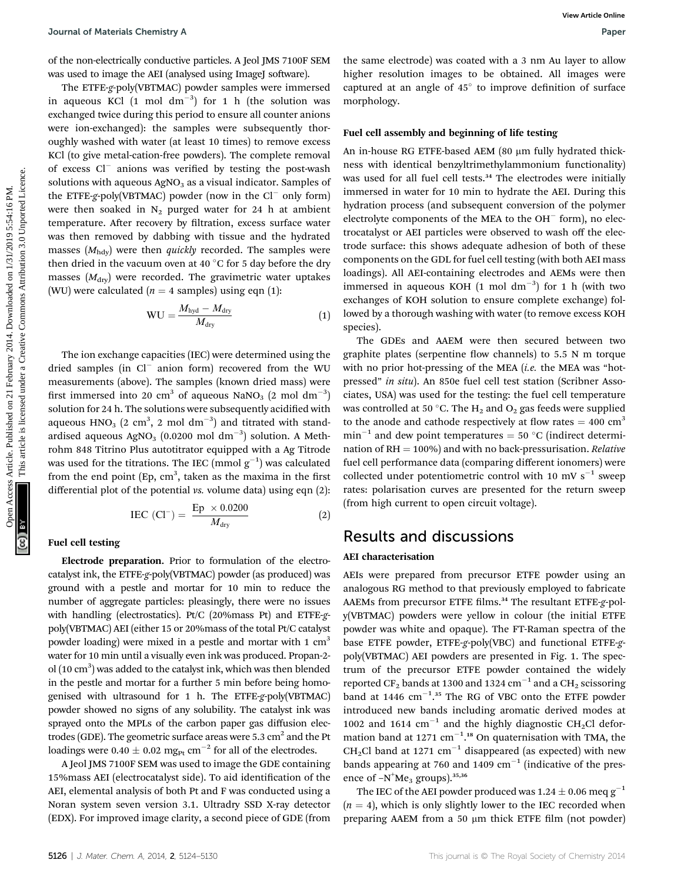of the non-electrically conductive particles. A Jeol JMS 7100F SEM was used to image the AEI (analysed using ImageJ software).

The ETFE-*g*-poly(VBTMAC) powder samples were immersed in aqueous KCl (1 mol $dm^{-3}$) for 1 h (the solution was exchanged twice during this period to ensure all counter anions were ion-exchanged): the samples were subsequently thoroughly washed with water (at least 10 times) to remove excess KCl (to give metal-cation-free powders). The complete removal of excess $Cl^-$ anions was verified by testing the post-wash solutions with aqueous $AgNO_3$ as a visual indicator. Samples of the ETFE-*g*-poly(VBTMAC) powder (now in the $Cl^-$ only form) were then soaked in $N_2$ purged water for 24 h at ambient temperature. After recovery by filtration, excess surface water was then removed by dabbing with tissue and the hydrated masses ($M_{hdy}$) were then *quickly* recorded. The samples were then dried in the vacuum oven at 40 °C for 5 day before the dry masses ($M_{dry}$) were recorded. The gravimetric water uptakes (WU) were calculated ($n = 4$ samples) using eqn (1):

$$\mathrm{WU} = \frac{M_{hyd} - M_{dry}}{M_{dry}} \tag{1}$$

The ion exchange capacities (IEC) were determined using the dried samples (in $Cl^-$ anion form) recovered from the WU measurements (above). The samples (known dried mass) were first immersed into 20 $cm^3$ of aqueous $NaNO_3$ (2 mol $dm^{-3}$) solution for 24 h. The solutions were subsequently acidified with aqueous $HNO_3$ (2 $cm^3$, 2 mol $dm^{-3}$) and titrated with standardised aqueous $AgNO_3$ (0.0200 mol $dm^{-3}$) solution. A Methrohm 848 Titrino Plus autotitrator equipped with a Ag Titrode was used for the titrations. The IEC (mmol $g^{-1}$) was calculated from the end point (Ep, $cm^3$, taken as the maxima in the first differential plot of the potential *vs.* volume data) using eqn (2):

$$\mathrm{IEC}\ (\mathrm{Cl}^-) = \frac{\mathrm{Ep}\ \times 0.0200}{M_{dry}} \tag{2}$$

### Fuel cell testing

**Electrode preparation.** Prior to formulation of the electrocatalyst ink, the ETFE-*g*-poly(VBTMAC) powder (as produced) was ground with a pestle and mortar for 10 min to reduce the number of aggregate particles: pleasingly, there were no issues with handling (electrostatics). Pt/C (20%mass Pt) and ETFE-*g*-poly(VBTMAC) AEI (either 15 or 20%mass of the total Pt/C catalyst powder loading) were mixed in a pestle and mortar with 1 $cm^3$ water for 10 min until a visually even ink was produced. Propan-2-ol (10 $cm^3$) was added to the catalyst ink, which was then blended in the pestle and mortar for a further 5 min before being homogenised with ultrasound for 1 h. The ETFE-*g*-poly(VBTMAC) powder showed no signs of any solubility. The catalyst ink was sprayed onto the MPLs of the carbon paper gas diffusion electrodes (GDE). The geometric surface areas were 5.3 $cm^2$ and the Pt loadings were 0.40 ± 0.02 $mg_{Pt}$ $cm^{-2}$ for all of the electrodes.

A Jeol JMS 7100F SEM was used to image the GDE containing 15%mass AEI (electrocatalyst side). To aid identification of the AEI, elemental analysis of both Pt and F was conducted using a Noran system seven version 3.1. Ultradry SSD X-ray detector (EDX). For improved image clarity, a second piece of GDE (from the same electrode) was coated with a 3 nm Au layer to allow higher resolution images to be obtained. All images were captured at an angle of 45° to improve definition of surface morphology.

### Fuel cell assembly and beginning of life testing

An in-house RG ETFE-based AEM (80 μm fully hydrated thickness with identical benzyltrimethylammonium functionality) was used for all fuel cell tests.[34] The electrodes were initially immersed in water for 10 min to hydrate the AEI. During this hydration process (and subsequent conversion of the polymer electrolyte components of the MEA to the $OH^-$ form), no electrocatalyst or AEI particles were observed to wash off the electrode surface: this shows adequate adhesion of both of these components on the GDL for fuel cell testing (with both AEI mass loadings). All AEI-containing electrodes and AEMs were then immersed in aqueous KOH (1 mol $dm^{-3}$) for 1 h (with two exchanges of KOH solution to ensure complete exchange) followed by a thorough washing with water (to remove excess KOH species).

The GDEs and AAEM were then secured between two graphite plates (serpentine flow channels) to 5.5 N m torque with no prior hot-pressing of the MEA (*i.e.* the MEA was "hot-pressed" *in situ*). An 850e fuel cell test station (Scribner Associates, USA) was used for the testing: the fuel cell temperature was controlled at 50 °C. The $H_2$ and $O_2$ gas feeds were supplied to the anode and cathode respectively at flow rates = 400 $cm^3$ $min^{-1}$ and dew point temperatures = 50 °C (indirect determination of RH = 100%) and with no back-pressurisation. *Relative* fuel cell performance data (comparing different ionomers) were collected under potentiometric control with 10 mV $s^{-1}$ sweep rates: polarisation curves are presented for the return sweep (from high current to open circuit voltage).

## Results and discussions

### AEI characterisation

AEIs were prepared from precursor ETFE powder using an analogous RG method to that previously employed to fabricate AAEMs from precursor ETFE films.[34] The resultant ETFE-*g*-poly(VBTMAC) powders were yellow in colour (the initial ETFE powder was white and opaque). The FT-Raman spectra of the base ETFE powder, ETFE-*g*-poly(VBC) and functional ETFE-*g*-poly(VBTMAC) AEI powders are presented in Fig. 1. The spectrum of the precursor ETFE powder contained the widely reported $CF_2$ bands at 1300 and 1324 $cm^{-1}$ and a $CH_2$ scissoring band at 1446 $cm^{-1}$.[35] The RG of VBC onto the ETFE powder introduced new bands including aromatic derived modes at 1002 and 1614 $cm^{-1}$ and the highly diagnostic $CH_2Cl$ deformation band at 1271 $cm^{-1}$.[18] On quaternisation with TMA, the $CH_2Cl$ band at 1271 $cm^{-1}$ disappeared (as expected) with new bands appearing at 760 and 1409 $cm^{-1}$ (indicative of the presence of $-N^+Me_3$ groups).[35,36]

The IEC of the AEI powder produced was 1.24 ± 0.06 meq $g^{-1}$ ($n = 4$), which is only slightly lower to the IEC recorded when preparing AAEM from a 50 μm thick ETFE film (not powder)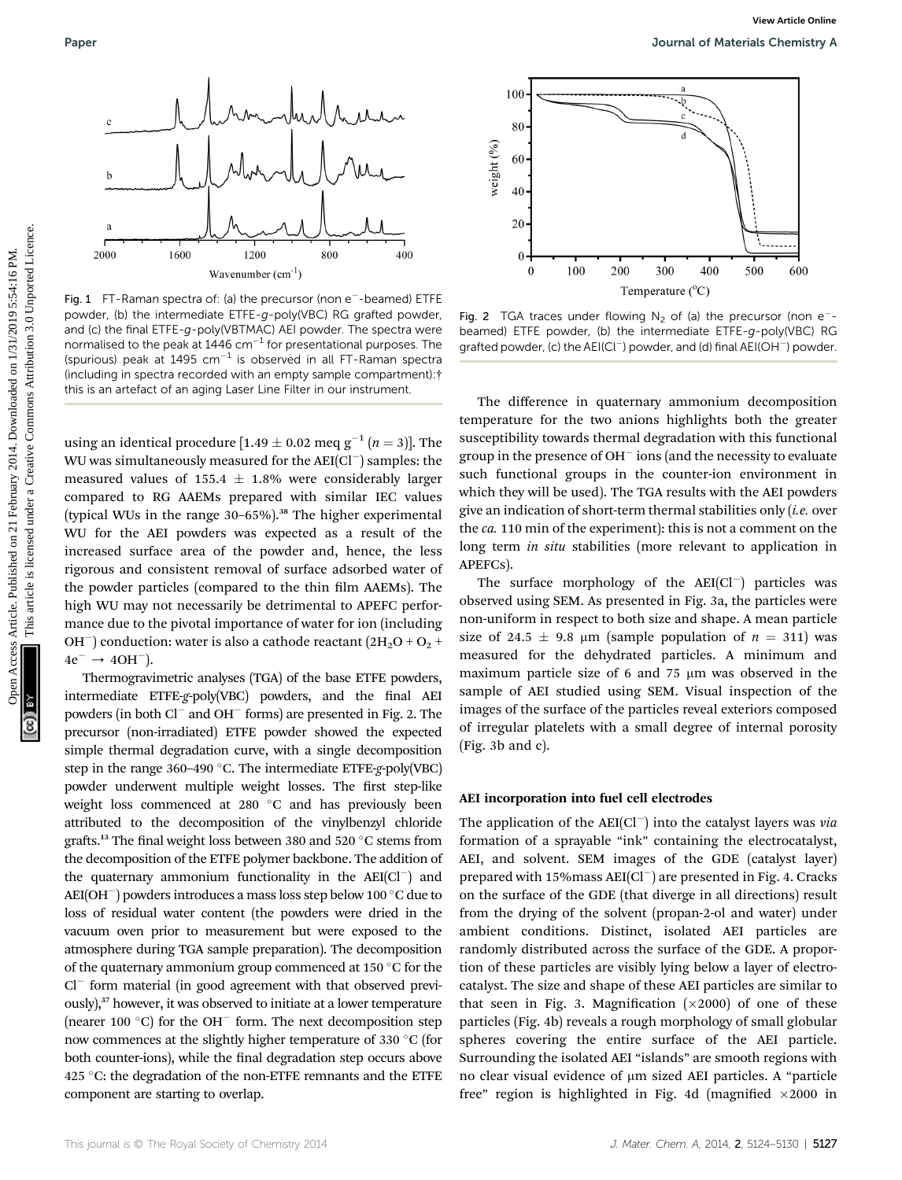Fig. 1 FT-Raman spectra of: (a) the precursor (non $e^-$-beamed) ETFE powder, (b) the intermediate ETFE-*g*-poly(VBC) RG grafted powder, and (c) the final ETFE-*g*-poly(VBTMAC) AEI powder. The spectra were normalised to the peak at 1446 $cm^{-1}$ for presentational purposes. The (spurious) peak at 1495 $cm^{-1}$ is observed in all FT-Raman spectra (including in spectra recorded with an empty sample compartment):† this is an artefact of an aging Laser Line Filter in our instrument.

Fig. 2 TGA traces under flowing $N_2$ of (a) the precursor (non $e^-$-beamed) ETFE powder, (b) the intermediate ETFE-*g*-poly(VBC) RG grafted powder, (c) the AEI($Cl^-$) powder, and (d) final AEI($OH^-$) powder.

using an identical procedure [$1.49 \pm 0.02$ meq $g^{-1}$ ($n = 3$)]. The WU was simultaneously measured for the AEI($Cl^-$) samples: the measured values of $155.4 \pm 1.8\%$ were considerably larger compared to RG AAEMs prepared with similar IEC values (typical WUs in the range 30–65%).[38] The higher experimental WU for the AEI powders was expected as a result of the increased surface area of the powder and, hence, the less rigorous and consistent removal of surface adsorbed water of the powder particles (compared to the thin film AAEMs). The high WU may not necessarily be detrimental to APEFC performance due to the pivotal importance of water for ion (including $OH^-$) conduction: water is also a cathode reactant ($2H_2O + O_2 + 4e^- \rightarrow 4OH^-$).

Thermogravimetric analyses (TGA) of the base ETFE powders, intermediate ETFE-*g*-poly(VBC) powders, and the final AEI powders (in both $Cl^-$ and $OH^-$ forms) are presented in Fig. 2. The precursor (non-irradiated) ETFE powder showed the expected simple thermal degradation curve, with a single decomposition step in the range 360–490 °C. The intermediate ETFE-*g*-poly(VBC) powder underwent multiple weight losses. The first step-like weight loss commenced at 280 °C and has previously been attributed to the decomposition of the vinylbenzyl chloride grafts.[13] The final weight loss between 380 and 520 °C stems from the decomposition of the ETFE polymer backbone. The addition of the quaternary ammonium functionality in the AEI($Cl^-$) and AEI($OH^-$) powders introduces a mass loss step below 100 °C due to loss of residual water content (the powders were dried in the vacuum oven prior to measurement but were exposed to the atmosphere during TGA sample preparation). The decomposition of the quaternary ammonium group commenced at 150 °C for the $Cl^-$ form material (in good agreement with that observed previously),[37] however, it was observed to initiate at a lower temperature (nearer 100 °C) for the $OH^-$ form. The next decomposition step now commences at the slightly higher temperature of 330 °C (for both counter-ions), while the final degradation step occurs above 425 °C: the degradation of the non-ETFE remnants and the ETFE component are starting to overlap.

The difference in quaternary ammonium decomposition temperature for the two anions highlights both the greater susceptibility towards thermal degradation with this functional group in the presence of $OH^-$ ions (and the necessity to evaluate such functional groups in the counter-ion environment in which they will be used). The TGA results with the AEI powders give an indication of short-term thermal stabilities only (*i.e.* over the *ca.* 110 min of the experiment): this is not a comment on the long term *in situ* stabilities (more relevant to application in APEFCs).

The surface morphology of the AEI($Cl^-$) particles was observed using SEM. As presented in Fig. 3a, the particles were non-uniform in respect to both size and shape. A mean particle size of $24.5 \pm 9.8$ µm (sample population of $n = 311$) was measured for the dehydrated particles. A minimum and maximum particle size of 6 and 75 µm was observed in the sample of AEI studied using SEM. Visual inspection of the images of the surface of the particles reveal exteriors composed of irregular platelets with a small degree of internal porosity (Fig. 3b and c).

### AEI incorporation into fuel cell electrodes

The application of the AEI($Cl^-$) into the catalyst layers was *via* formation of a sprayable "ink" containing the electrocatalyst, AEI, and solvent. SEM images of the GDE (catalyst layer) prepared with 15%mass AEI($Cl^-$) are presented in Fig. 4. Cracks on the surface of the GDE (that diverge in all directions) result from the drying of the solvent (propan-2-ol and water) under ambient conditions. Distinct, isolated AEI particles are randomly distributed across the surface of the GDE. A proportion of these particles are visibly lying below a layer of electrocatalyst. The size and shape of these AEI particles are similar to that seen in Fig. 3. Magnification (×2000) of one of these particles (Fig. 4b) reveals a rough morphology of small globular spheres covering the entire surface of the AEI particle. Surrounding the isolated AEI "islands" are smooth regions with no clear visual evidence of µm sized AEI particles. A "particle free" region is highlighted in Fig. 4d (magnified ×2000 in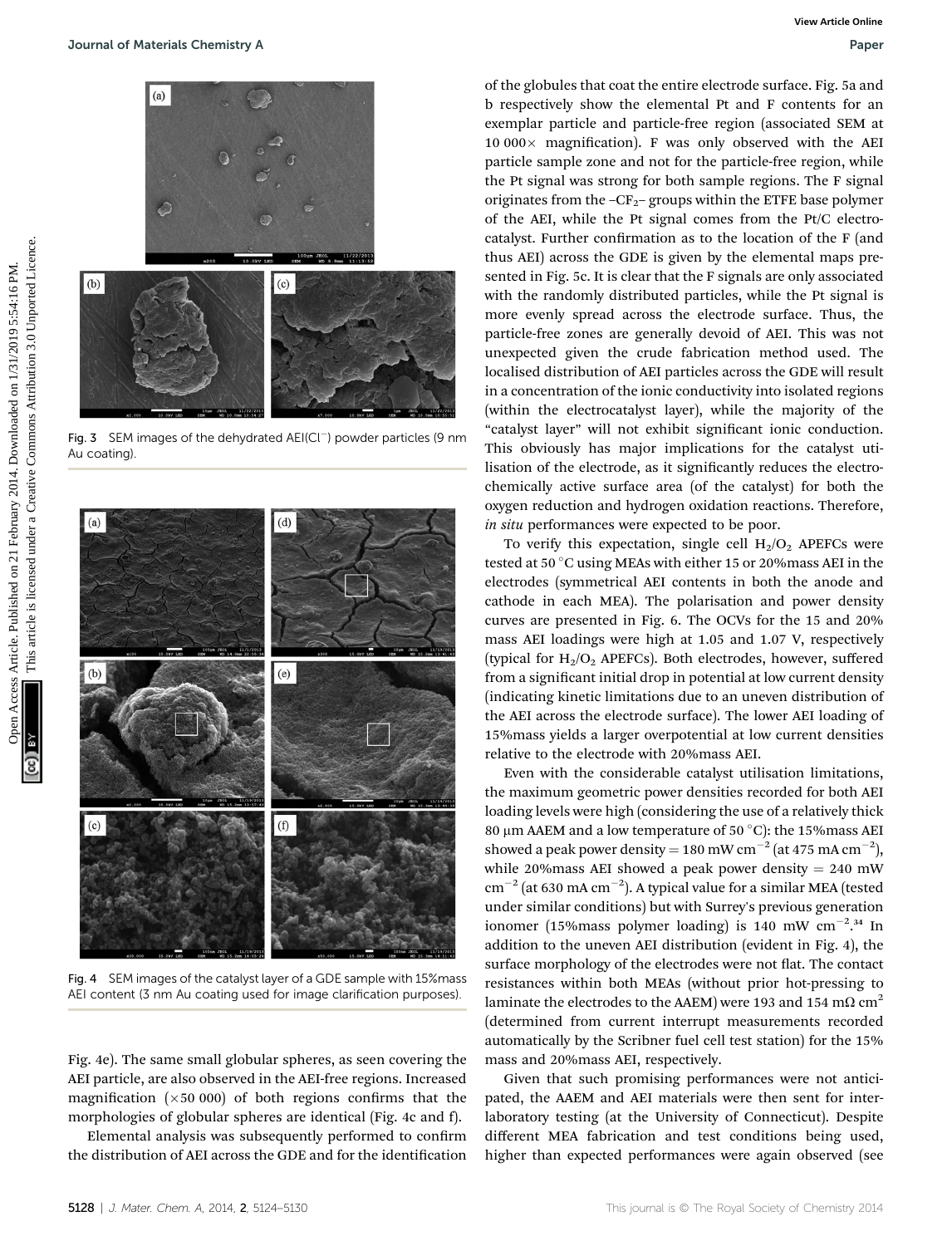Fig. 3 SEM images of the dehydrated AEI($Cl^-$) powder particles (9 nm Au coating).

Fig. 4 SEM images of the catalyst layer of a GDE sample with 15%mass AEI content (3 nm Au coating used for image clarification purposes).

Fig. 4e). The same small globular spheres, as seen covering the AEI particle, are also observed in the AEI-free regions. Increased magnification (×50 000) of both regions confirms that the morphologies of globular spheres are identical (Fig. 4c and f).

Elemental analysis was subsequently performed to confirm the distribution of AEI across the GDE and for the identification of the globules that coat the entire electrode surface. Fig. 5a and b respectively show the elemental Pt and F contents for an exemplar particle and particle-free region (associated SEM at 10 000× magnification). F was only observed with the AEI particle sample zone and not for the particle-free region, while the Pt signal was strong for both sample regions. The F signal originates from the $-CF_2-$ groups within the ETFE base polymer of the AEI, while the Pt signal comes from the Pt/C electrocatalyst. Further confirmation as to the location of the F (and thus AEI) across the GDE is given by the elemental maps presented in Fig. 5c. It is clear that the F signals are only associated with the randomly distributed particles, while the Pt signal is more evenly spread across the electrode surface. Thus, the particle-free zones are generally devoid of AEI. This was not unexpected given the crude fabrication method used. The localised distribution of AEI particles across the GDE will result in a concentration of the ionic conductivity into isolated regions (within the electrocatalyst layer), while the majority of the "catalyst layer" will not exhibit significant ionic conduction. This obviously has major implications for the catalyst utilisation of the electrode, as it significantly reduces the electrochemically active surface area (of the catalyst) for both the oxygen reduction and hydrogen oxidation reactions. Therefore, *in situ* performances were expected to be poor.

To verify this expectation, single cell $H_2/O_2$ APEFCs were tested at 50 °C using MEAs with either 15 or 20%mass AEI in the electrodes (symmetrical AEI contents in both the anode and cathode in each MEA). The polarisation and power density curves are presented in Fig. 6. The OCVs for the 15 and 20% mass AEI loadings were high at 1.05 and 1.07 V, respectively (typical for $H_2/O_2$ APEFCs). Both electrodes, however, suffered from a significant initial drop in potential at low current density (indicating kinetic limitations due to an uneven distribution of the AEI across the electrode surface). The lower AEI loading of 15%mass yields a larger overpotential at low current densities relative to the electrode with 20%mass AEI.

Even with the considerable catalyst utilisation limitations, the maximum geometric power densities recorded for both AEI loading levels were high (considering the use of a relatively thick 80 μm AAEM and a low temperature of 50 °C): the 15%mass AEI showed a peak power density = 180 mW $cm^{-2}$ (at 475 mA $cm^{-2}$), while 20%mass AEI showed a peak power density = 240 mW $cm^{-2}$ (at 630 mA $cm^{-2}$). A typical value for a similar MEA (tested under similar conditions) but with Surrey's previous generation ionomer (15%mass polymer loading) is 140 mW $cm^{-2}$.[34] In addition to the uneven AEI distribution (evident in Fig. 4), the surface morphology of the electrodes were not flat. The contact resistances within both MEAs (without prior hot-pressing to laminate the electrodes to the AAEM) were 193 and 154 mΩ $cm^2$ (determined from current interrupt measurements recorded automatically by the Scribner fuel cell test station) for the 15% mass and 20%mass AEI, respectively.

Given that such promising performances were not anticipated, the AAEM and AEI materials were then sent for inter-laboratory testing (at the University of Connecticut). Despite different MEA fabrication and test conditions being used, higher than expected performances were again observed (see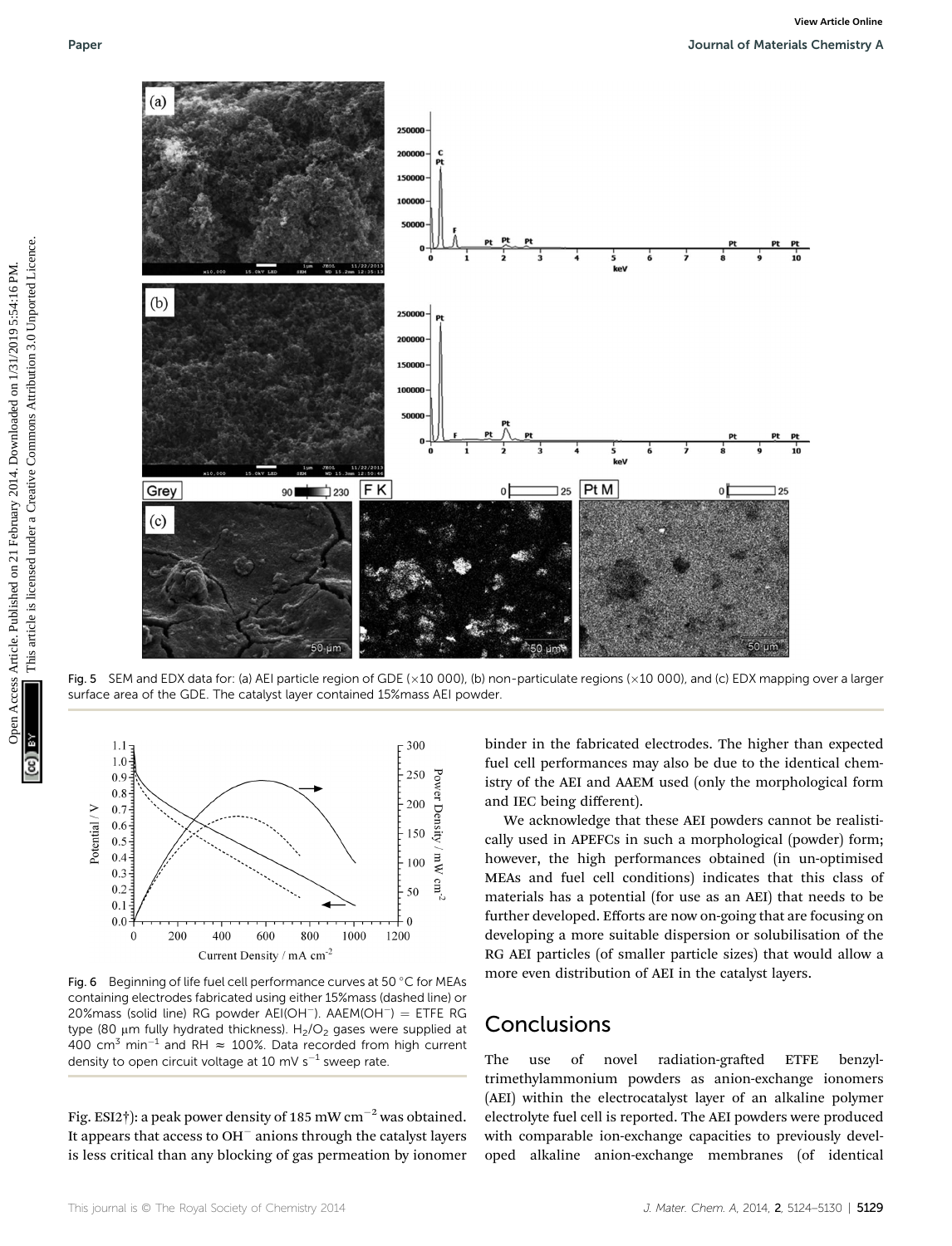Fig. 5 SEM and EDX data for: (a) AEI particle region of GDE (×10 000), (b) non-particulate regions (×10 000), and (c) EDX mapping over a larger surface area of the GDE. The catalyst layer contained 15%mass AEI powder.

Fig. 6 Beginning of life fuel cell performance curves at 50 °C for MEAs containing electrodes fabricated using either 15%mass (dashed line) or 20%mass (solid line) RG powder AEI($OH^-$). AAEM($OH^-$) = ETFE RG type (80 µm fully hydrated thickness). $H_2/O_2$ gases were supplied at 400 $cm^3$ $min^{-1}$ and RH ≈ 100%. Data recorded from high current density to open circuit voltage at 10 mV $s^{-1}$ sweep rate.

Fig. ESI2†): a peak power density of 185 mW $cm^{-2}$ was obtained. It appears that access to $OH^-$ anions through the catalyst layers is less critical than any blocking of gas permeation by ionomer binder in the fabricated electrodes. The higher than expected fuel cell performances may also be due to the identical chemistry of the AEI and AAEM used (only the morphological form and IEC being different).

We acknowledge that these AEI powders cannot be realistically used in APEFCs in such a morphological (powder) form; however, the high performances obtained (in un-optimised MEAs and fuel cell conditions) indicates that this class of materials has a potential (for use as an AEI) that needs to be further developed. Efforts are now on-going that are focusing on developing a more suitable dispersion or solubilisation of the RG AEI particles (of smaller particle sizes) that would allow a more even distribution of AEI in the catalyst layers.

## Conclusions

The use of novel radiation-grafted ETFE benzyltrimethylammonium powders as anion-exchange ionomers (AEI) within the electrocatalyst layer of an alkaline polymer electrolyte fuel cell is reported. The AEI powders were produced with comparable ion-exchange capacities to previously developed alkaline anion-exchange membranes (of identical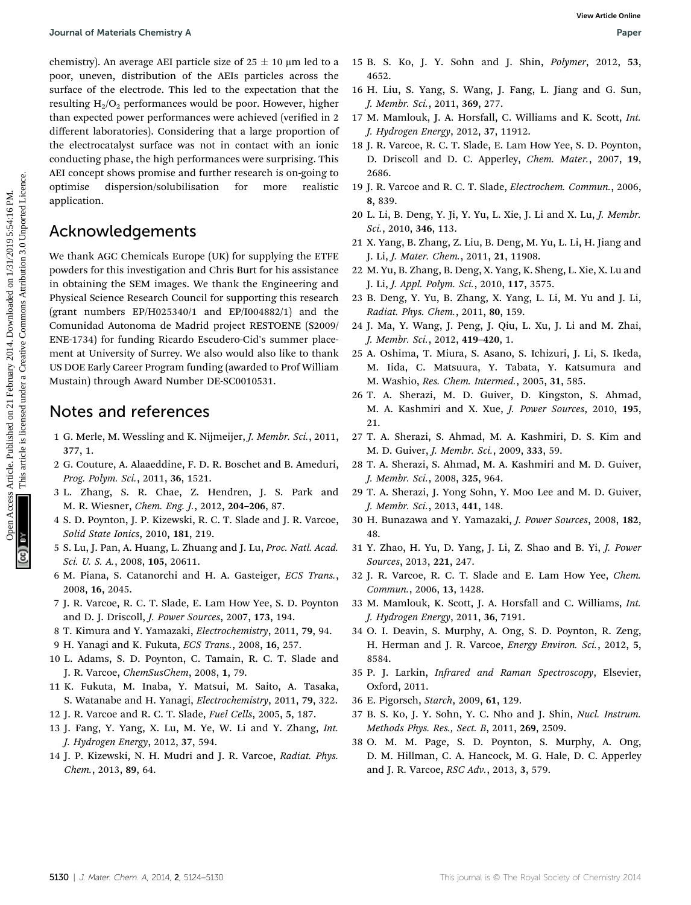chemistry). An average AEI particle size of 25 ± 10 μm led to a poor, uneven, distribution of the AEIs particles across the surface of the electrode. This led to the expectation that the resulting $H_2/O_2$ performances would be poor. However, higher than expected power performances were achieved (verified in 2 different laboratories). Considering that a large proportion of the electrocatalyst surface was not in contact with an ionic conducting phase, the high performances were surprising. This AEI concept shows promise and further research is on-going to optimise dispersion/solubilisation for more realistic application.

## Acknowledgements

We thank AGC Chemicals Europe (UK) for supplying the ETFE powders for this investigation and Chris Burt for his assistance in obtaining the SEM images. We thank the Engineering and Physical Science Research Council for supporting this research (grant numbers EP/H025340/1 and EP/I004882/1) and the Comunidad Autonoma de Madrid project RESTOENE (S2009/ENE-1734) for funding Ricardo Escudero-Cid's summer placement at University of Surrey. We also would also like to thank US DOE Early Career Program funding (awarded to Prof William Mustain) through Award Number DE-SC0010531.

## Notes and references

1 G. Merle, M. Wessling and K. Nijmeijer, *J. Membr. Sci.*, 2011, **377**, 1.
2 G. Couture, A. Alaaeddine, F. D. R. Boschet and B. Ameduri, *Prog. Polym. Sci.*, 2011, **36**, 1521.
3 L. Zhang, S. R. Chae, Z. Hendren, J. S. Park and M. R. Wiesner, *Chem. Eng. J.*, 2012, **204–206**, 87.
4 S. D. Poynton, J. P. Kizewski, R. C. T. Slade and J. R. Varcoe, *Solid State Ionics*, 2010, **181**, 219.
5 S. Lu, J. Pan, A. Huang, L. Zhuang and J. Lu, *Proc. Natl. Acad. Sci. U. S. A.*, 2008, **105**, 20611.
6 M. Piana, S. Catanorchi and H. A. Gasteiger, *ECS Trans.*, 2008, **16**, 2045.
7 J. R. Varcoe, R. C. T. Slade, E. Lam How Yee, S. D. Poynton and D. J. Driscoll, *J. Power Sources*, 2007, **173**, 194.
8 T. Kimura and Y. Yamazaki, *Electrochemistry*, 2011, **79**, 94.
9 H. Yanagi and K. Fukuta, *ECS Trans.*, 2008, **16**, 257.
10 L. Adams, S. D. Poynton, C. Tamain, R. C. T. Slade and J. R. Varcoe, *ChemSusChem*, 2008, **1**, 79.
11 K. Fukuta, M. Inaba, Y. Matsui, M. Saito, A. Tasaka, S. Watanabe and H. Yanagi, *Electrochemistry*, 2011, **79**, 322.
12 J. R. Varcoe and R. C. T. Slade, *Fuel Cells*, 2005, **5**, 187.
13 J. Fang, Y. Yang, X. Lu, M. Ye, W. Li and Y. Zhang, *Int. J. Hydrogen Energy*, 2012, **37**, 594.
14 J. P. Kizewski, N. H. Mudri and J. R. Varcoe, *Radiat. Phys. Chem.*, 2013, **89**, 64.
15 B. S. Ko, J. Y. Sohn and J. Shin, *Polymer*, 2012, **53**, 4652.
16 H. Liu, S. Yang, S. Wang, J. Fang, L. Jiang and G. Sun, *J. Membr. Sci.*, 2011, **369**, 277.
17 M. Mamlouk, J. A. Horsfall, C. Williams and K. Scott, *Int. J. Hydrogen Energy*, 2012, **37**, 11912.
18 J. R. Varcoe, R. C. T. Slade, E. Lam How Yee, S. D. Poynton, D. Driscoll and D. C. Apperley, *Chem. Mater.*, 2007, **19**, 2686.
19 J. R. Varcoe and R. C. T. Slade, *Electrochem. Commun.*, 2006, **8**, 839.
20 L. Li, B. Deng, Y. Ji, Y. Yu, L. Xie, J. Li and X. Lu, *J. Membr. Sci.*, 2010, **346**, 113.
21 X. Yang, B. Zhang, Z. Liu, B. Deng, M. Yu, L. Li, H. Jiang and J. Li, *J. Mater. Chem.*, 2011, **21**, 11908.
22 M. Yu, B. Zhang, B. Deng, X. Yang, K. Sheng, L. Xie, X. Lu and J. Li, *J. Appl. Polym. Sci.*, 2010, **117**, 3575.
23 B. Deng, Y. Yu, B. Zhang, X. Yang, L. Li, M. Yu and J. Li, *Radiat. Phys. Chem.*, 2011, **80**, 159.
24 J. Ma, Y. Wang, J. Peng, J. Qiu, L. Xu, J. Li and M. Zhai, *J. Membr. Sci.*, 2012, **419–420**, 1.
25 A. Oshima, T. Miura, S. Asano, S. Ichizuri, J. Li, S. Ikeda, M. Iida, C. Matsuura, Y. Tabata, Y. Katsumura and M. Washio, *Res. Chem. Intermed.*, 2005, **31**, 585.
26 T. A. Sherazi, M. D. Guiver, D. Kingston, S. Ahmad, M. A. Kashmiri and X. Xue, *J. Power Sources*, 2010, **195**, 21.
27 T. A. Sherazi, S. Ahmad, M. A. Kashmiri, D. S. Kim and M. D. Guiver, *J. Membr. Sci.*, 2009, **333**, 59.
28 T. A. Sherazi, S. Ahmad, M. A. Kashmiri and M. D. Guiver, *J. Membr. Sci.*, 2008, **325**, 964.
29 T. A. Sherazi, J. Yong Sohn, Y. Moo Lee and M. D. Guiver, *J. Membr. Sci.*, 2013, **441**, 148.
30 H. Bunazawa and Y. Yamazaki, *J. Power Sources*, 2008, **182**, 48.
31 Y. Zhao, H. Yu, D. Yang, J. Li, Z. Shao and B. Yi, *J. Power Sources*, 2013, **221**, 247.
32 J. R. Varcoe, R. C. T. Slade and E. Lam How Yee, *Chem. Commun.*, 2006, **13**, 1428.
33 M. Mamlouk, K. Scott, J. A. Horsfall and C. Williams, *Int. J. Hydrogen Energy*, 2011, **36**, 7191.
34 O. I. Deavin, S. Murphy, A. Ong, S. D. Poynton, R. Zeng, H. Herman and J. R. Varcoe, *Energy Environ. Sci.*, 2012, **5**, 8584.
35 P. J. Larkin, *Infrared and Raman Spectroscopy*, Elsevier, Oxford, 2011.
36 E. Pigorsch, *Starch*, 2009, **61**, 129.
37 B. S. Ko, J. Y. Sohn, Y. C. Nho and J. Shin, *Nucl. Instrum. Methods Phys. Res., Sect. B*, 2011, **269**, 2509.
38 O. M. M. Page, S. D. Poynton, S. Murphy, A. Ong, D. M. Hillman, C. A. Hancock, M. G. Hale, D. C. Apperley and J. R. Varcoe, *RSC Adv.*, 2013, **3**, 579.